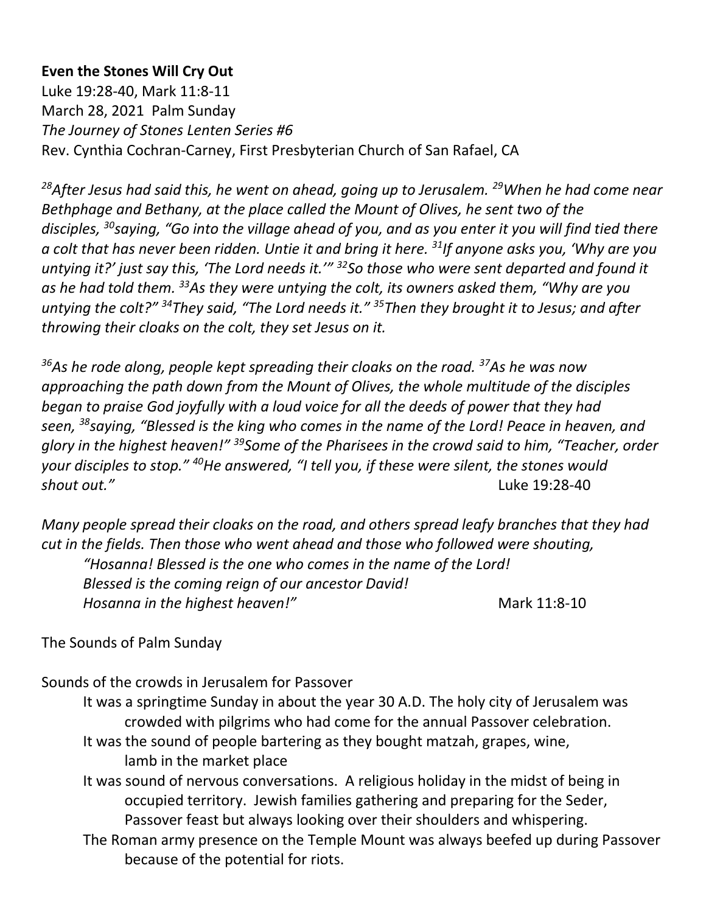**Even the Stones Will Cry Out**
Luke 19:28-40, Mark 11:8-11
March 28, 2021 Palm Sunday
*The Journey of Stones Lenten Series #6*
Rev. Cynthia Cochran-Carney, First Presbyterian Church of San Rafael, CA

*[28]After Jesus had said this, he went on ahead, going up to Jerusalem. [29]When he had come near Bethphage and Bethany, at the place called the Mount of Olives, he sent two of the disciples, [30]saying, "Go into the village ahead of you, and as you enter it you will find tied there a colt that has never been ridden. Untie it and bring it here. [31]If anyone asks you, 'Why are you untying it?' just say this, 'The Lord needs it.'" [32]So those who were sent departed and found it as he had told them. [33]As they were untying the colt, its owners asked them, "Why are you untying the colt?" [34]They said, "The Lord needs it." [35]Then they brought it to Jesus; and after throwing their cloaks on the colt, they set Jesus on it.*

*[36]As he rode along, people kept spreading their cloaks on the road. [37]As he was now approaching the path down from the Mount of Olives, the whole multitude of the disciples began to praise God joyfully with a loud voice for all the deeds of power that they had seen, [38]saying, "Blessed is the king who comes in the name of the Lord! Peace in heaven, and glory in the highest heaven!" [39]Some of the Pharisees in the crowd said to him, "Teacher, order your disciples to stop." [40]He answered, "I tell you, if these were silent, the stones would shout out."* Luke 19:28-40

*Many people spread their cloaks on the road, and others spread leafy branches that they had cut in the fields. Then those who went ahead and those who followed were shouting,*
> *"Hosanna! Blessed is the one who comes in the name of the Lord!*
> *Blessed is the coming reign of our ancestor David!*
> *Hosanna in the highest heaven!"* Mark 11:8-10

The Sounds of Palm Sunday

Sounds of the crowds in Jerusalem for Passover

> It was a springtime Sunday in about the year 30 A.D. The holy city of Jerusalem was crowded with pilgrims who had come for the annual Passover celebration.
>
> It was the sound of people bartering as they bought matzah, grapes, wine, lamb in the market place
>
> It was sound of nervous conversations. A religious holiday in the midst of being in occupied territory. Jewish families gathering and preparing for the Seder, Passover feast but always looking over their shoulders and whispering.
>
> The Roman army presence on the Temple Mount was always beefed up during Passover because of the potential for riots.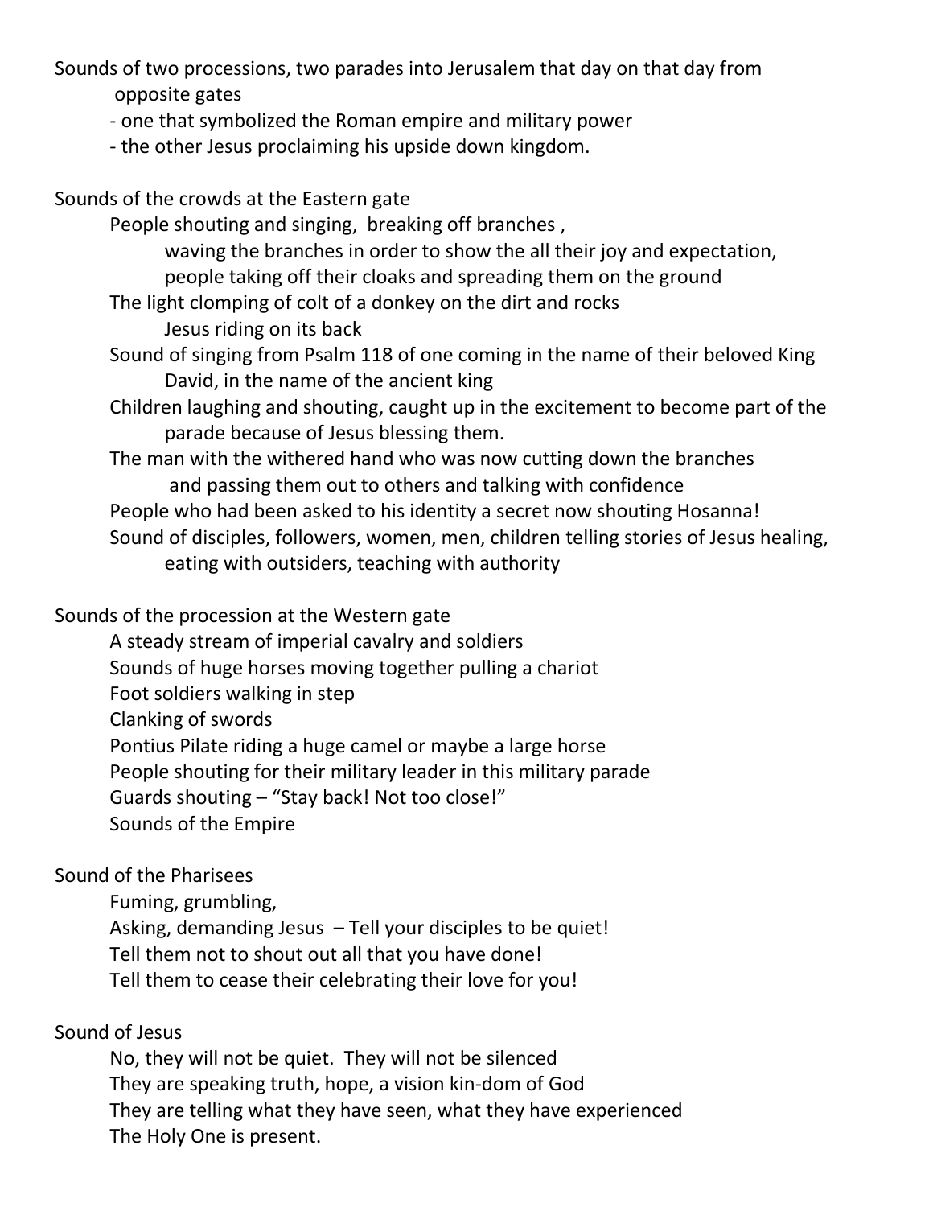Sounds of two processions, two parades into Jerusalem that day on that day from opposite gates

- one that symbolized the Roman empire and military power
- the other Jesus proclaiming his upside down kingdom.

Sounds of the crowds at the Eastern gate

People shouting and singing, breaking off branches ,
waving the branches in order to show the all their joy and expectation,
people taking off their cloaks and spreading them on the ground

The light clomping of colt of a donkey on the dirt and rocks
Jesus riding on its back

Sound of singing from Psalm 118 of one coming in the name of their beloved King David, in the name of the ancient king

Children laughing and shouting, caught up in the excitement to become part of the parade because of Jesus blessing them.

The man with the withered hand who was now cutting down the branches
and passing them out to others and talking with confidence

People who had been asked to his identity a secret now shouting Hosanna!

Sound of disciples, followers, women, men, children telling stories of Jesus healing, eating with outsiders, teaching with authority

Sounds of the procession at the Western gate

A steady stream of imperial cavalry and soldiers
Sounds of huge horses moving together pulling a chariot
Foot soldiers walking in step
Clanking of swords
Pontius Pilate riding a huge camel or maybe a large horse
People shouting for their military leader in this military parade
Guards shouting – "Stay back! Not too close!"
Sounds of the Empire

Sound of the Pharisees

Fuming, grumbling,
Asking, demanding Jesus – Tell your disciples to be quiet!
Tell them not to shout out all that you have done!
Tell them to cease their celebrating their love for you!

Sound of Jesus

No, they will not be quiet. They will not be silenced
They are speaking truth, hope, a vision kin-dom of God
They are telling what they have seen, what they have experienced
The Holy One is present.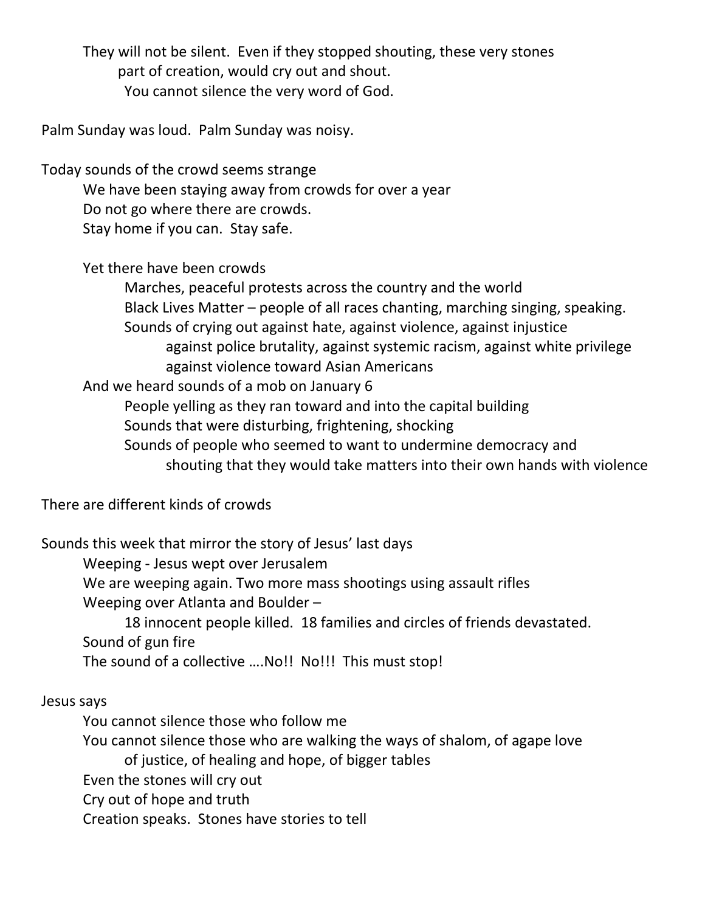They will not be silent. Even if they stopped shouting, these very stones
part of creation, would cry out and shout.
You cannot silence the very word of God.

Palm Sunday was loud. Palm Sunday was noisy.

Today sounds of the crowd seems strange
We have been staying away from crowds for over a year
Do not go where there are crowds.
Stay home if you can. Stay safe.

Yet there have been crowds
Marches, peaceful protests across the country and the world
Black Lives Matter – people of all races chanting, marching singing, speaking.
Sounds of crying out against hate, against violence, against injustice
against police brutality, against systemic racism, against white privilege
against violence toward Asian Americans
And we heard sounds of a mob on January 6
People yelling as they ran toward and into the capital building
Sounds that were disturbing, frightening, shocking
Sounds of people who seemed to want to undermine democracy and
shouting that they would take matters into their own hands with violence

There are different kinds of crowds

Sounds this week that mirror the story of Jesus' last days
Weeping - Jesus wept over Jerusalem
We are weeping again. Two more mass shootings using assault rifles
Weeping over Atlanta and Boulder –
18 innocent people killed. 18 families and circles of friends devastated.
Sound of gun fire
The sound of a collective ….No!! No!!! This must stop!

Jesus says
You cannot silence those who follow me
You cannot silence those who are walking the ways of shalom, of agape love
of justice, of healing and hope, of bigger tables
Even the stones will cry out
Cry out of hope and truth
Creation speaks. Stones have stories to tell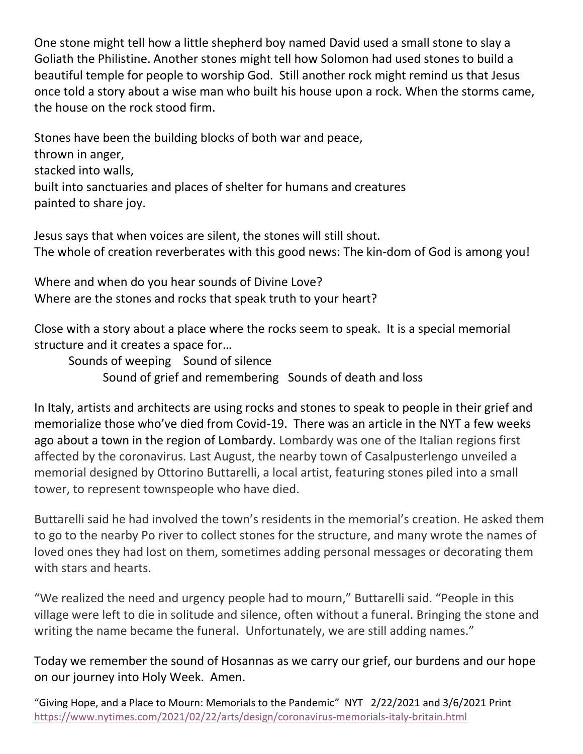One stone might tell how a little shepherd boy named David used a small stone to slay a Goliath the Philistine. Another stones might tell how Solomon had used stones to build a beautiful temple for people to worship God. Still another rock might remind us that Jesus once told a story about a wise man who built his house upon a rock. When the storms came, the house on the rock stood firm.

Stones have been the building blocks of both war and peace,  
thrown in anger,  
stacked into walls,  
built into sanctuaries and places of shelter for humans and creatures  
painted to share joy.

Jesus says that when voices are silent, the stones will still shout.  
The whole of creation reverberates with this good news: The kin-dom of God is among you!

Where and when do you hear sounds of Divine Love?  
Where are the stones and rocks that speak truth to your heart?

Close with a story about a place where the rocks seem to speak. It is a special memorial structure and it creates a space for…

Sounds of weeping Sound of silence  
Sound of grief and remembering Sounds of death and loss

In Italy, artists and architects are using rocks and stones to speak to people in their grief and memorialize those who've died from Covid-19. There was an article in the NYT a few weeks ago about a town in the region of Lombardy. Lombardy was one of the Italian regions first affected by the coronavirus. Last August, the nearby town of Casalpusterlengo unveiled a memorial designed by Ottorino Buttarelli, a local artist, featuring stones piled into a small tower, to represent townspeople who have died.

Buttarelli said he had involved the town's residents in the memorial's creation. He asked them to go to the nearby Po river to collect stones for the structure, and many wrote the names of loved ones they had lost on them, sometimes adding personal messages or decorating them with stars and hearts.

"We realized the need and urgency people had to mourn," Buttarelli said. "People in this village were left to die in solitude and silence, often without a funeral. Bringing the stone and writing the name became the funeral. Unfortunately, we are still adding names."

Today we remember the sound of Hosannas as we carry our grief, our burdens and our hope on our journey into Holy Week. Amen.

"Giving Hope, and a Place to Mourn: Memorials to the Pandemic" NYT 2/22/2021 and 3/6/2021 Print  
https://www.nytimes.com/2021/02/22/arts/design/coronavirus-memorials-italy-britain.html